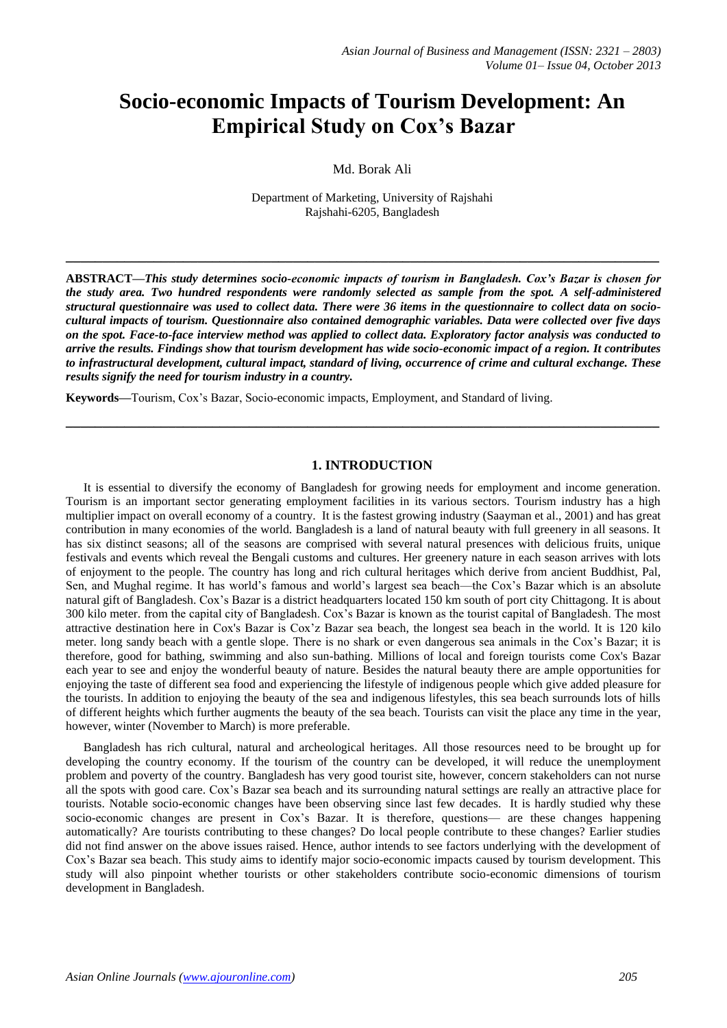# Socio-economic Impacts of Tourism Development: An Empirical Study on Cox's Bazar

Md. Borak Ali

Department of Marketing, University of Rajshahi
Rajshahi-6205, Bangladesh

---

**ABSTRACT—*This study determines socio-economic impacts of tourism in Bangladesh. Cox's Bazar is chosen for the study area. Two hundred respondents were randomly selected as sample from the spot. A self-administered structural questionnaire was used to collect data. There were 36 items in the questionnaire to collect data on socio-cultural impacts of tourism. Questionnaire also contained demographic variables. Data were collected over five days on the spot. Face-to-face interview method was applied to collect data. Exploratory factor analysis was conducted to arrive the results. Findings show that tourism development has wide socio-economic impact of a region. It contributes to infrastructural development, cultural impact, standard of living, occurrence of crime and cultural exchange. These results signify the need for tourism industry in a country.***

**Keywords—**Tourism, Cox's Bazar, Socio-economic impacts, Employment, and Standard of living.

---

## 1. INTRODUCTION

It is essential to diversify the economy of Bangladesh for growing needs for employment and income generation. Tourism is an important sector generating employment facilities in its various sectors. Tourism industry has a high multiplier impact on overall economy of a country. It is the fastest growing industry (Saayman et al., 2001) and has great contribution in many economies of the world. Bangladesh is a land of natural beauty with full greenery in all seasons. It has six distinct seasons; all of the seasons are comprised with several natural presences with delicious fruits, unique festivals and events which reveal the Bengali customs and cultures. Her greenery nature in each season arrives with lots of enjoyment to the people. The country has long and rich cultural heritages which derive from ancient Buddhist, Pal, Sen, and Mughal regime. It has world's famous and world's largest sea beach—the Cox's Bazar which is an absolute natural gift of Bangladesh. Cox's Bazar is a district headquarters located 150 km south of port city Chittagong. It is about 300 kilo meter. from the capital city of Bangladesh. Cox's Bazar is known as the tourist capital of Bangladesh. The most attractive destination here in Cox's Bazar is Cox'z Bazar sea beach, the longest sea beach in the world. It is 120 kilo meter. long sandy beach with a gentle slope. There is no shark or even dangerous sea animals in the Cox's Bazar; it is therefore, good for bathing, swimming and also sun-bathing. Millions of local and foreign tourists come Cox's Bazar each year to see and enjoy the wonderful beauty of nature. Besides the natural beauty there are ample opportunities for enjoying the taste of different sea food and experiencing the lifestyle of indigenous people which give added pleasure for the tourists. In addition to enjoying the beauty of the sea and indigenous lifestyles, this sea beach surrounds lots of hills of different heights which further augments the beauty of the sea beach. Tourists can visit the place any time in the year, however, winter (November to March) is more preferable.

Bangladesh has rich cultural, natural and archeological heritages. All those resources need to be brought up for developing the country economy. If the tourism of the country can be developed, it will reduce the unemployment problem and poverty of the country. Bangladesh has very good tourist site, however, concern stakeholders can not nurse all the spots with good care. Cox's Bazar sea beach and its surrounding natural settings are really an attractive place for tourists. Notable socio-economic changes have been observing since last few decades. It is hardly studied why these socio-economic changes are present in Cox's Bazar. It is therefore, questions— are these changes happening automatically? Are tourists contributing to these changes? Do local people contribute to these changes? Earlier studies did not find answer on the above issues raised. Hence, author intends to see factors underlying with the development of Cox's Bazar sea beach. This study aims to identify major socio-economic impacts caused by tourism development. This study will also pinpoint whether tourists or other stakeholders contribute socio-economic dimensions of tourism development in Bangladesh.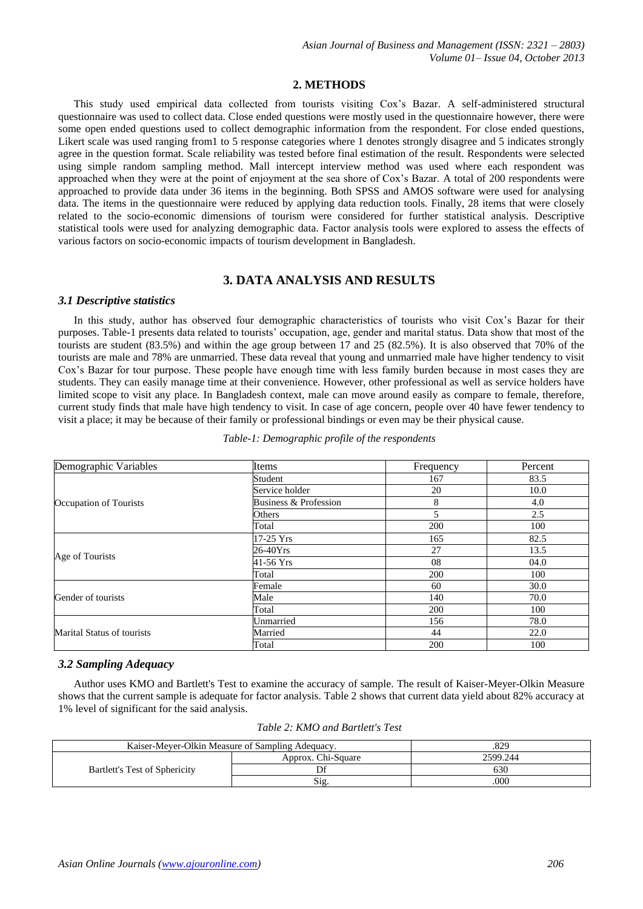## 2. METHODS

This study used empirical data collected from tourists visiting Cox's Bazar. A self-administered structural questionnaire was used to collect data. Close ended questions were mostly used in the questionnaire however, there were some open ended questions used to collect demographic information from the respondent. For close ended questions, Likert scale was used ranging from1 to 5 response categories where 1 denotes strongly disagree and 5 indicates strongly agree in the question format. Scale reliability was tested before final estimation of the result. Respondents were selected using simple random sampling method. Mall intercept interview method was used where each respondent was approached when they were at the point of enjoyment at the sea shore of Cox's Bazar. A total of 200 respondents were approached to provide data under 36 items in the beginning. Both SPSS and AMOS software were used for analysing data. The items in the questionnaire were reduced by applying data reduction tools. Finally, 28 items that were closely related to the socio-economic dimensions of tourism were considered for further statistical analysis. Descriptive statistical tools were used for analyzing demographic data. Factor analysis tools were explored to assess the effects of various factors on socio-economic impacts of tourism development in Bangladesh.

## 3. DATA ANALYSIS AND RESULTS

### *3.1 Descriptive statistics*

In this study, author has observed four demographic characteristics of tourists who visit Cox's Bazar for their purposes. Table-1 presents data related to tourists' occupation, age, gender and marital status. Data show that most of the tourists are student (83.5%) and within the age group between 17 and 25 (82.5%). It is also observed that 70% of the tourists are male and 78% are unmarried. These data reveal that young and unmarried male have higher tendency to visit Cox's Bazar for tour purpose. These people have enough time with less family burden because in most cases they are students. They can easily manage time at their convenience. However, other professional as well as service holders have limited scope to visit any place. In Bangladesh context, male can move around easily as compare to female, therefore, current study finds that male have high tendency to visit. In case of age concern, people over 40 have fewer tendency to visit a place; it may be because of their family or professional bindings or even may be their physical cause.

*Table-1: Demographic profile of the respondents*

| Demographic Variables | Items | Frequency | Percent |
|---|---|---|---|
| Occupation of Tourists | Student | 167 | 83.5 |
| | Service holder | 20 | 10.0 |
| | Business & Profession | 8 | 4.0 |
| | Others | 5 | 2.5 |
| | Total | 200 | 100 |
| Age of Tourists | 17-25 Yrs | 165 | 82.5 |
| | 26-40Yrs | 27 | 13.5 |
| | 41-56 Yrs | 08 | 04.0 |
| | Total | 200 | 100 |
| Gender of tourists | Female | 60 | 30.0 |
| | Male | 140 | 70.0 |
| | Total | 200 | 100 |
| Marital Status of tourists | Unmarried | 156 | 78.0 |
| | Married | 44 | 22.0 |
| | Total | 200 | 100 |

### *3.2 Sampling Adequacy*

Author uses KMO and Bartlett's Test to examine the accuracy of sample. The result of Kaiser-Meyer-Olkin Measure shows that the current sample is adequate for factor analysis. Table 2 shows that current data yield about 82% accuracy at 1% level of significant for the said analysis.

*Table 2: KMO and Bartlett's Test*

| Kaiser-Meyer-Olkin Measure of Sampling Adequacy. | | .829 |
|---|---|---|
| Bartlett's Test of Sphericity | Approx. Chi-Square | 2599.244 |
| | Df | 630 |
| | Sig. | .000 |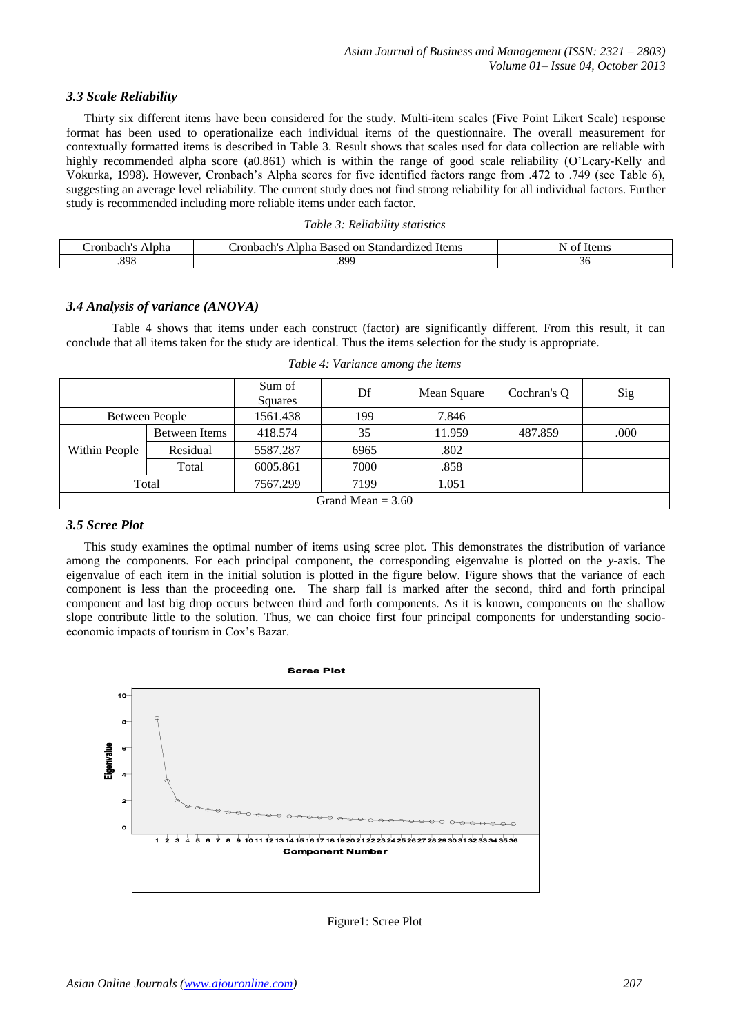### 3.3 Scale Reliability

Thirty six different items have been considered for the study. Multi-item scales (Five Point Likert Scale) response format has been used to operationalize each individual items of the questionnaire. The overall measurement for contextually formatted items is described in Table 3. Result shows that scales used for data collection are reliable with highly recommended alpha score (a0.861) which is within the range of good scale reliability (O'Leary-Kelly and Vokurka, 1998). However, Cronbach's Alpha scores for five identified factors range from .472 to .749 (see Table 6), suggesting an average level reliability. The current study does not find strong reliability for all individual factors. Further study is recommended including more reliable items under each factor.

*Table 3: Reliability statistics*

| Cronbach's Alpha | Cronbach's Alpha Based on Standardized Items | N of Items |
|---|---|---|
| .898 | .899 | 36 |

### 3.4 Analysis of variance (ANOVA)

Table 4 shows that items under each construct (factor) are significantly different. From this result, it can conclude that all items taken for the study are identical. Thus the items selection for the study is appropriate.

*Table 4: Variance among the items*

| | | Sum of Squares | Df | Mean Square | Cochran's Q | Sig |
|---|---|---|---|---|---|---|
| Between People | | 1561.438 | 199 | 7.846 | | |
| Within People | Between Items | 418.574 | 35 | 11.959 | 487.859 | .000 |
| | Residual | 5587.287 | 6965 | .802 | | |
| | Total | 6005.861 | 7000 | .858 | | |
| Total | | 7567.299 | 7199 | 1.051 | | |
| Grand Mean = 3.60 | | | | | | |

### 3.5 Scree Plot

This study examines the optimal number of items using scree plot. This demonstrates the distribution of variance among the components. For each principal component, the corresponding eigenvalue is plotted on the *y*-axis. The eigenvalue of each item in the initial solution is plotted in the figure below. Figure shows that the variance of each component is less than the proceeding one. The sharp fall is marked after the second, third and forth principal component and last big drop occurs between third and forth components. As it is known, components on the shallow slope contribute little to the solution. Thus, we can choice first four principal components for understanding socio-economic impacts of tourism in Cox's Bazar.

Figure1: Scree Plot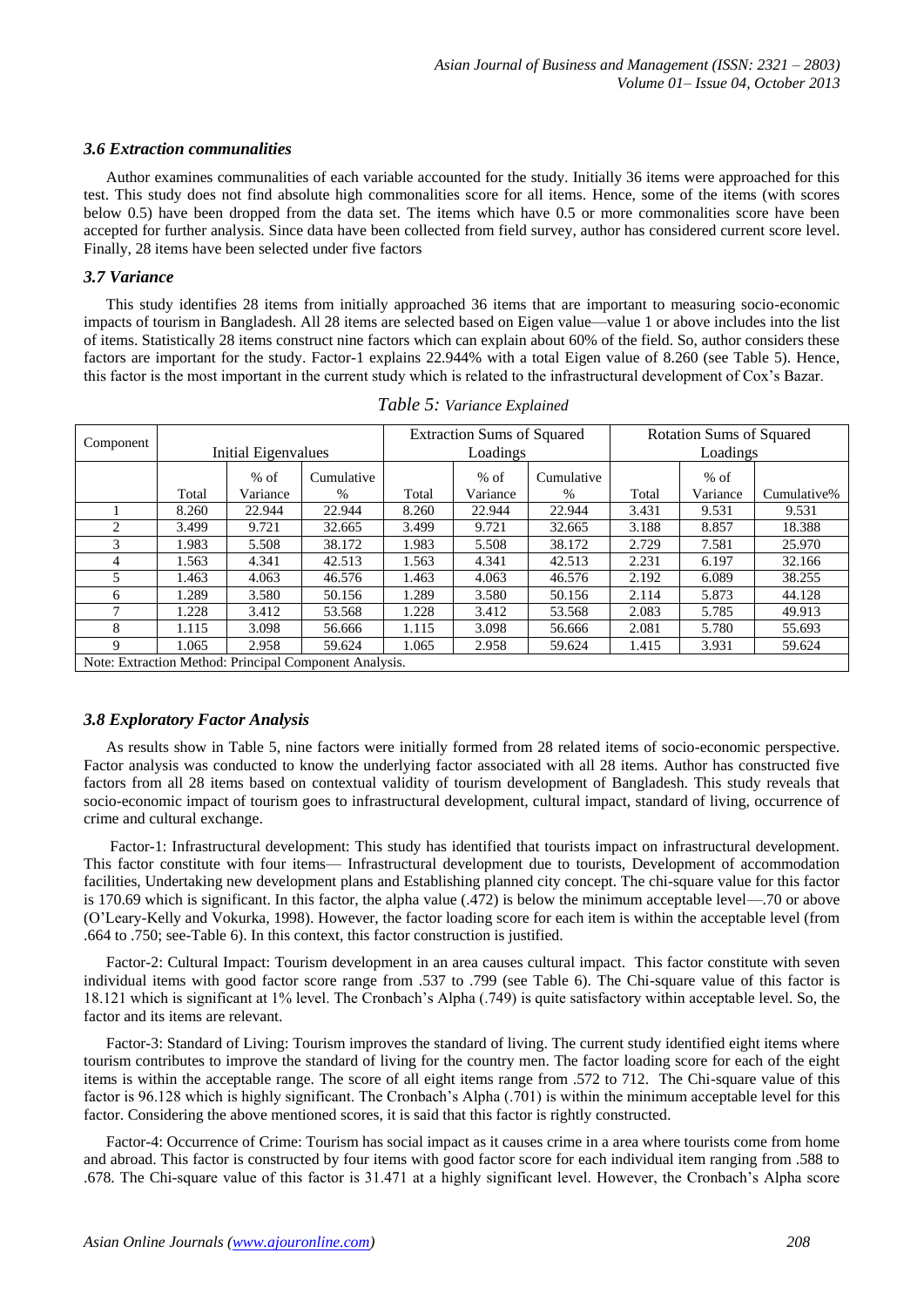### *3.6 Extraction communalities*

Author examines communalities of each variable accounted for the study. Initially 36 items were approached for this test. This study does not find absolute high commonalities score for all items. Hence, some of the items (with scores below 0.5) have been dropped from the data set. The items which have 0.5 or more commonalities score have been accepted for further analysis. Since data have been collected from field survey, author has considered current score level. Finally, 28 items have been selected under five factors

### *3.7 Variance*

This study identifies 28 items from initially approached 36 items that are important to measuring socio-economic impacts of tourism in Bangladesh. All 28 items are selected based on Eigen value—value 1 or above includes into the list of items. Statistically 28 items construct nine factors which can explain about 60% of the field. So, author considers these factors are important for the study. Factor-1 explains 22.944% with a total Eigen value of 8.260 (see Table 5). Hence, this factor is the most important in the current study which is related to the infrastructural development of Cox's Bazar.

*Table 5: Variance Explained*

| Component | Initial Eigenvalues | | | Extraction Sums of Squared Loadings | | | Rotation Sums of Squared Loadings | | |
|---|---|---|---|---|---|---|---|---|---|
| | Total | % of Variance | Cumulative % | Total | % of Variance | Cumulative % | Total | % of Variance | Cumulative% |
| 1 | 8.260 | 22.944 | 22.944 | 8.260 | 22.944 | 22.944 | 3.431 | 9.531 | 9.531 |
| 2 | 3.499 | 9.721 | 32.665 | 3.499 | 9.721 | 32.665 | 3.188 | 8.857 | 18.388 |
| 3 | 1.983 | 5.508 | 38.172 | 1.983 | 5.508 | 38.172 | 2.729 | 7.581 | 25.970 |
| 4 | 1.563 | 4.341 | 42.513 | 1.563 | 4.341 | 42.513 | 2.231 | 6.197 | 32.166 |
| 5 | 1.463 | 4.063 | 46.576 | 1.463 | 4.063 | 46.576 | 2.192 | 6.089 | 38.255 |
| 6 | 1.289 | 3.580 | 50.156 | 1.289 | 3.580 | 50.156 | 2.114 | 5.873 | 44.128 |
| 7 | 1.228 | 3.412 | 53.568 | 1.228 | 3.412 | 53.568 | 2.083 | 5.785 | 49.913 |
| 8 | 1.115 | 3.098 | 56.666 | 1.115 | 3.098 | 56.666 | 2.081 | 5.780 | 55.693 |
| 9 | 1.065 | 2.958 | 59.624 | 1.065 | 2.958 | 59.624 | 1.415 | 3.931 | 59.624 |

Note: Extraction Method: Principal Component Analysis.

### *3.8 Exploratory Factor Analysis*

As results show in Table 5, nine factors were initially formed from 28 related items of socio-economic perspective. Factor analysis was conducted to know the underlying factor associated with all 28 items. Author has constructed five factors from all 28 items based on contextual validity of tourism development of Bangladesh. This study reveals that socio-economic impact of tourism goes to infrastructural development, cultural impact, standard of living, occurrence of crime and cultural exchange.

Factor-1: Infrastructural development: This study has identified that tourists impact on infrastructural development. This factor constitute with four items— Infrastructural development due to tourists, Development of accommodation facilities, Undertaking new development plans and Establishing planned city concept. The chi-square value for this factor is 170.69 which is significant. In this factor, the alpha value (.472) is below the minimum acceptable level—.70 or above (O'Leary-Kelly and Vokurka, 1998). However, the factor loading score for each item is within the acceptable level (from .664 to .750; see-Table 6). In this context, this factor construction is justified.

Factor-2: Cultural Impact: Tourism development in an area causes cultural impact. This factor constitute with seven individual items with good factor score range from .537 to .799 (see Table 6). The Chi-square value of this factor is 18.121 which is significant at 1% level. The Cronbach's Alpha (.749) is quite satisfactory within acceptable level. So, the factor and its items are relevant.

Factor-3: Standard of Living: Tourism improves the standard of living. The current study identified eight items where tourism contributes to improve the standard of living for the country men. The factor loading score for each of the eight items is within the acceptable range. The score of all eight items range from .572 to 712. The Chi-square value of this factor is 96.128 which is highly significant. The Cronbach's Alpha (.701) is within the minimum acceptable level for this factor. Considering the above mentioned scores, it is said that this factor is rightly constructed.

Factor-4: Occurrence of Crime: Tourism has social impact as it causes crime in a area where tourists come from home and abroad. This factor is constructed by four items with good factor score for each individual item ranging from .588 to .678. The Chi-square value of this factor is 31.471 at a highly significant level. However, the Cronbach's Alpha score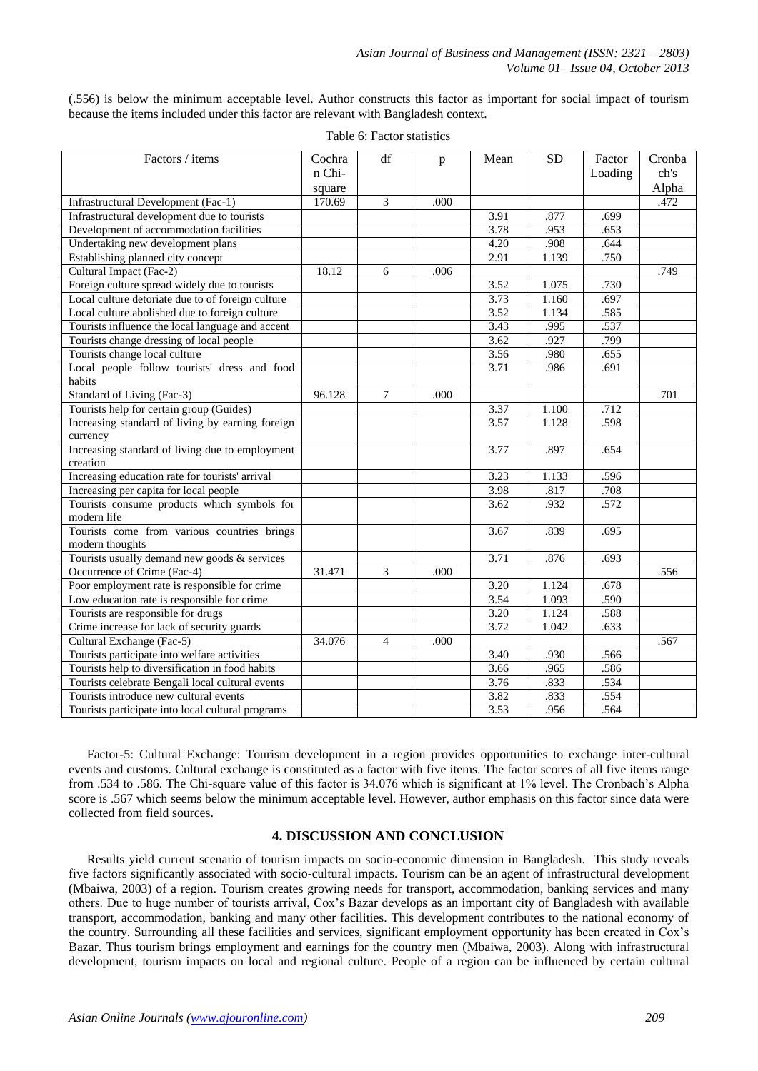(.556) is below the minimum acceptable level. Author constructs this factor as important for social impact of tourism because the items included under this factor are relevant with Bangladesh context.

Table 6: Factor statistics

| Factors / items | Cochran Chi-square | df | p | Mean | SD | Factor Loading | Cronbach's Alpha |
|---|---|---|---|---|---|---|---|
| Infrastructural Development (Fac-1) | 170.69 | 3 | .000 | | | | .472 |
| Infrastructural development due to tourists | | | | 3.91 | .877 | .699 | |
| Development of accommodation facilities | | | | 3.78 | .953 | .653 | |
| Undertaking new development plans | | | | 4.20 | .908 | .644 | |
| Establishing planned city concept | | | | 2.91 | 1.139 | .750 | |
| Cultural Impact (Fac-2) | 18.12 | 6 | .006 | | | | .749 |
| Foreign culture spread widely due to tourists | | | | 3.52 | 1.075 | .730 | |
| Local culture detoriate due to of foreign culture | | | | 3.73 | 1.160 | .697 | |
| Local culture abolished due to foreign culture | | | | 3.52 | 1.134 | .585 | |
| Tourists influence the local language and accent | | | | 3.43 | .995 | .537 | |
| Tourists change dressing of local people | | | | 3.62 | .927 | .799 | |
| Tourists change local culture | | | | 3.56 | .980 | .655 | |
| Local people follow tourists' dress and food habits | | | | 3.71 | .986 | .691 | |
| Standard of Living (Fac-3) | 96.128 | 7 | .000 | | | | .701 |
| Tourists help for certain group (Guides) | | | | 3.37 | 1.100 | .712 | |
| Increasing standard of living by earning foreign currency | | | | 3.57 | 1.128 | .598 | |
| Increasing standard of living due to employment creation | | | | 3.77 | .897 | .654 | |
| Increasing education rate for tourists' arrival | | | | 3.23 | 1.133 | .596 | |
| Increasing per capita for local people | | | | 3.98 | .817 | .708 | |
| Tourists consume products which symbols for modern life | | | | 3.62 | .932 | .572 | |
| Tourists come from various countries brings modern thoughts | | | | 3.67 | .839 | .695 | |
| Tourists usually demand new goods & services | | | | 3.71 | .876 | .693 | |
| Occurrence of Crime (Fac-4) | 31.471 | 3 | .000 | | | | .556 |
| Poor employment rate is responsible for crime | | | | 3.20 | 1.124 | .678 | |
| Low education rate is responsible for crime | | | | 3.54 | 1.093 | .590 | |
| Tourists are responsible for drugs | | | | 3.20 | 1.124 | .588 | |
| Crime increase for lack of security guards | | | | 3.72 | 1.042 | .633 | |
| Cultural Exchange (Fac-5) | 34.076 | 4 | .000 | | | | .567 |
| Tourists participate into welfare activities | | | | 3.40 | .930 | .566 | |
| Tourists help to diversification in food habits | | | | 3.66 | .965 | .586 | |
| Tourists celebrate Bengali local cultural events | | | | 3.76 | .833 | .534 | |
| Tourists introduce new cultural events | | | | 3.82 | .833 | .554 | |
| Tourists participate into local cultural programs | | | | 3.53 | .956 | .564 | |

Factor-5: Cultural Exchange: Tourism development in a region provides opportunities to exchange inter-cultural events and customs. Cultural exchange is constituted as a factor with five items. The factor scores of all five items range from .534 to .586. The Chi-square value of this factor is 34.076 which is significant at 1% level. The Cronbach's Alpha score is .567 which seems below the minimum acceptable level. However, author emphasis on this factor since data were collected from field sources.

## 4. DISCUSSION AND CONCLUSION

Results yield current scenario of tourism impacts on socio-economic dimension in Bangladesh. This study reveals five factors significantly associated with socio-cultural impacts. Tourism can be an agent of infrastructural development (Mbaiwa, 2003) of a region. Tourism creates growing needs for transport, accommodation, banking services and many others. Due to huge number of tourists arrival, Cox's Bazar develops as an important city of Bangladesh with available transport, accommodation, banking and many other facilities. This development contributes to the national economy of the country. Surrounding all these facilities and services, significant employment opportunity has been created in Cox's Bazar. Thus tourism brings employment and earnings for the country men (Mbaiwa, 2003). Along with infrastructural development, tourism impacts on local and regional culture. People of a region can be influenced by certain cultural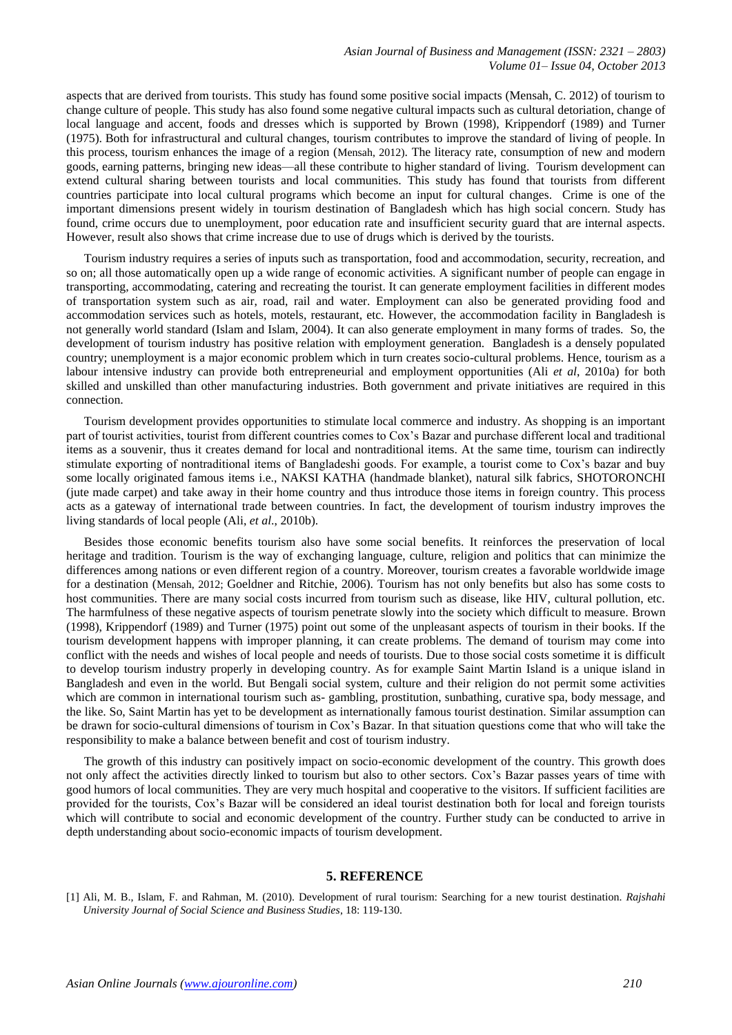aspects that are derived from tourists. This study has found some positive social impacts (Mensah, C. 2012) of tourism to change culture of people. This study has also found some negative cultural impacts such as cultural detoriation, change of local language and accent, foods and dresses which is supported by Brown (1998), Krippendorf (1989) and Turner (1975). Both for infrastructural and cultural changes, tourism contributes to improve the standard of living of people. In this process, tourism enhances the image of a region (Mensah, 2012). The literacy rate, consumption of new and modern goods, earning patterns, bringing new ideas—all these contribute to higher standard of living. Tourism development can extend cultural sharing between tourists and local communities. This study has found that tourists from different countries participate into local cultural programs which become an input for cultural changes. Crime is one of the important dimensions present widely in tourism destination of Bangladesh which has high social concern. Study has found, crime occurs due to unemployment, poor education rate and insufficient security guard that are internal aspects. However, result also shows that crime increase due to use of drugs which is derived by the tourists.

Tourism industry requires a series of inputs such as transportation, food and accommodation, security, recreation, and so on; all those automatically open up a wide range of economic activities. A significant number of people can engage in transporting, accommodating, catering and recreating the tourist. It can generate employment facilities in different modes of transportation system such as air, road, rail and water. Employment can also be generated providing food and accommodation services such as hotels, motels, restaurant, etc. However, the accommodation facility in Bangladesh is not generally world standard (Islam and Islam, 2004). It can also generate employment in many forms of trades. So, the development of tourism industry has positive relation with employment generation. Bangladesh is a densely populated country; unemployment is a major economic problem which in turn creates socio-cultural problems. Hence, tourism as a labour intensive industry can provide both entrepreneurial and employment opportunities (Ali *et al*, 2010a) for both skilled and unskilled than other manufacturing industries. Both government and private initiatives are required in this connection.

Tourism development provides opportunities to stimulate local commerce and industry. As shopping is an important part of tourist activities, tourist from different countries comes to Cox's Bazar and purchase different local and traditional items as a souvenir, thus it creates demand for local and nontraditional items. At the same time, tourism can indirectly stimulate exporting of nontraditional items of Bangladeshi goods. For example, a tourist come to Cox's bazar and buy some locally originated famous items i.e., NAKSI KATHA (handmade blanket), natural silk fabrics, SHOTORONCHI (jute made carpet) and take away in their home country and thus introduce those items in foreign country. This process acts as a gateway of international trade between countries. In fact, the development of tourism industry improves the living standards of local people (Ali, *et al*., 2010b).

Besides those economic benefits tourism also have some social benefits. It reinforces the preservation of local heritage and tradition. Tourism is the way of exchanging language, culture, religion and politics that can minimize the differences among nations or even different region of a country. Moreover, tourism creates a favorable worldwide image for a destination (Mensah, 2012; Goeldner and Ritchie, 2006). Tourism has not only benefits but also has some costs to host communities. There are many social costs incurred from tourism such as disease, like HIV, cultural pollution, etc. The harmfulness of these negative aspects of tourism penetrate slowly into the society which difficult to measure. Brown (1998), Krippendorf (1989) and Turner (1975) point out some of the unpleasant aspects of tourism in their books. If the tourism development happens with improper planning, it can create problems. The demand of tourism may come into conflict with the needs and wishes of local people and needs of tourists. Due to those social costs sometime it is difficult to develop tourism industry properly in developing country. As for example Saint Martin Island is a unique island in Bangladesh and even in the world. But Bengali social system, culture and their religion do not permit some activities which are common in international tourism such as- gambling, prostitution, sunbathing, curative spa, body message, and the like. So, Saint Martin has yet to be development as internationally famous tourist destination. Similar assumption can be drawn for socio-cultural dimensions of tourism in Cox's Bazar. In that situation questions come that who will take the responsibility to make a balance between benefit and cost of tourism industry.

The growth of this industry can positively impact on socio-economic development of the country. This growth does not only affect the activities directly linked to tourism but also to other sectors. Cox's Bazar passes years of time with good humors of local communities. They are very much hospital and cooperative to the visitors. If sufficient facilities are provided for the tourists, Cox's Bazar will be considered an ideal tourist destination both for local and foreign tourists which will contribute to social and economic development of the country. Further study can be conducted to arrive in depth understanding about socio-economic impacts of tourism development.

## 5. REFERENCE

[1] Ali, M. B., Islam, F. and Rahman, M. (2010). Development of rural tourism: Searching for a new tourist destination. *Rajshahi University Journal of Social Science and Business Studies*, 18: 119-130.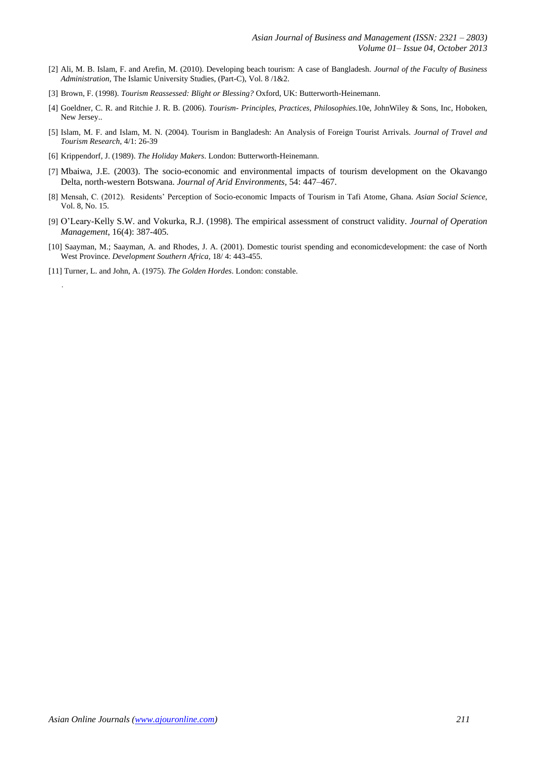[2] Ali, M. B. Islam, F. and Arefin, M. (2010). Developing beach tourism: A case of Bangladesh. *Journal of the Faculty of Business Administration,* The Islamic University Studies, (Part-C), Vol. 8 /1&2.

[3] Brown, F. (1998). *Tourism Reassessed: Blight or Blessing?* Oxford, UK: Butterworth-Heinemann.

[4] Goeldner, C. R. and Ritchie J. R. B. (2006). *Tourism- Principles, Practices, Philosophies.*10e, JohnWiley & Sons, Inc, Hoboken, New Jersey..

[5] Islam, M. F. and Islam, M. N. (2004). Tourism in Bangladesh: An Analysis of Foreign Tourist Arrivals. *Journal of Travel and Tourism Research*, 4/1: 26-39

[6] Krippendorf, J. (1989). *The Holiday Makers*. London: Butterworth-Heinemann.

[7] Mbaiwa, J.E. (2003). The socio-economic and environmental impacts of tourism development on the Okavango Delta, north-western Botswana. *Journal of Arid Environments,* 54: 447–467.

[8] Mensah, C. (2012). Residents' Perception of Socio-economic Impacts of Tourism in Tafi Atome, Ghana. *Asian Social Science,* Vol. 8, No. 15.

[9] O'Leary-Kelly S.W. and Vokurka, R.J. (1998). The empirical assessment of construct validity. *Journal of Operation Management*, 16(4): 387-405.

[10] Saayman, M.; Saayman, A. and Rhodes, J. A. (2001). Domestic tourist spending and economicdevelopment: the case of North West Province. *Development Southern Africa,* 18/ 4: 443-455.

[11] Turner, L. and John, A. (1975). *The Golden Hordes*. London: constable.

.